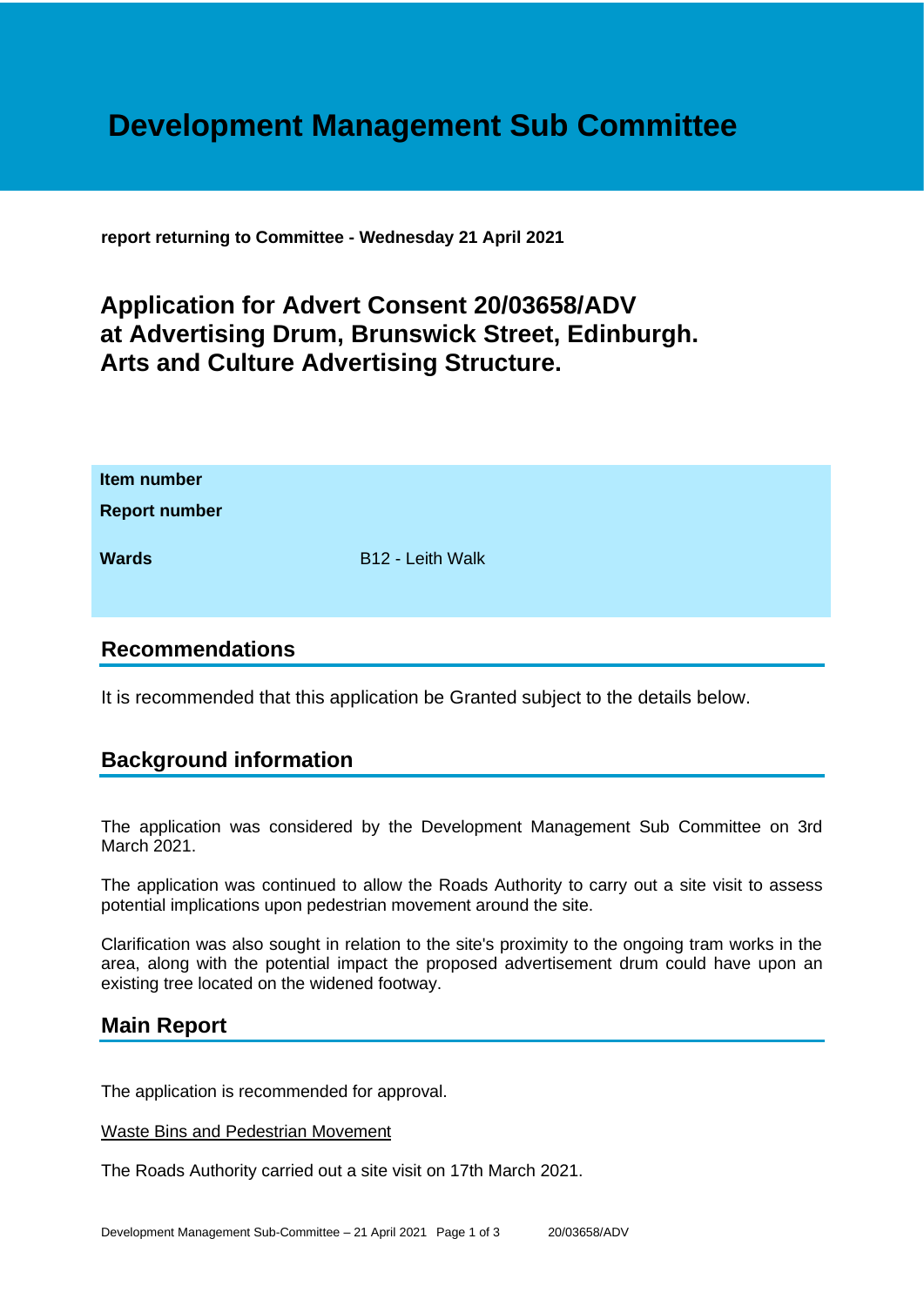# Development Management Sub Committee

**report returning to Committee - Wednesday 21 April 2021**

## Application for Advert Consent 20/03658/ADV at Advertising Drum, Brunswick Street, Edinburgh. Arts and Culture Advertising Structure.

| | |
|---|---|
| **Item number** | |
| **Report number** | |
| **Wards** | B12 - Leith Walk |

## Recommendations

It is recommended that this application be Granted subject to the details below.

## Background information

The application was considered by the Development Management Sub Committee on 3rd March 2021.

The application was continued to allow the Roads Authority to carry out a site visit to assess potential implications upon pedestrian movement around the site.

Clarification was also sought in relation to the site's proximity to the ongoing tram works in the area, along with the potential impact the proposed advertisement drum could have upon an existing tree located on the widened footway.

## Main Report

The application is recommended for approval.

Waste Bins and Pedestrian Movement

The Roads Authority carried out a site visit on 17th March 2021.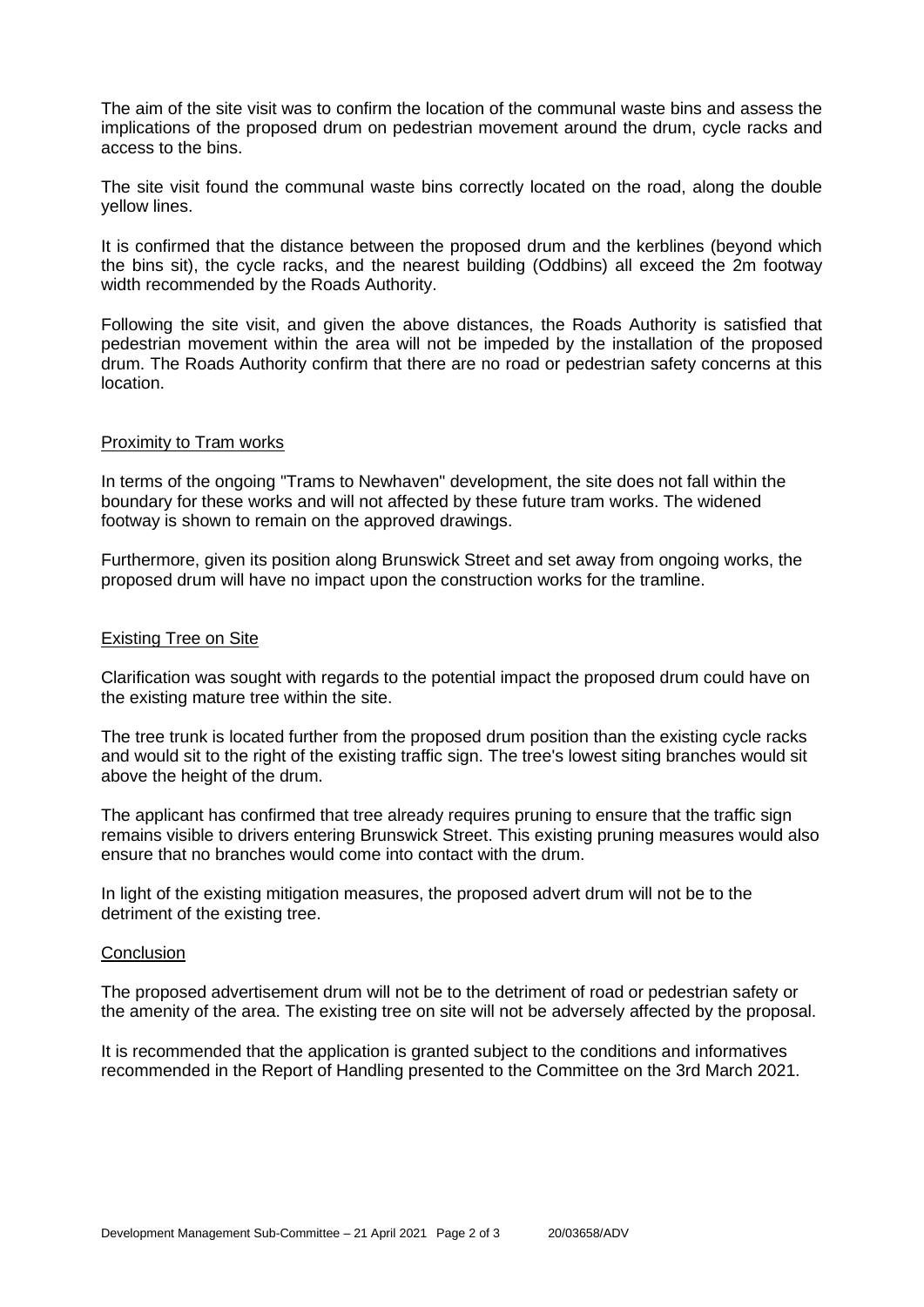The aim of the site visit was to confirm the location of the communal waste bins and assess the implications of the proposed drum on pedestrian movement around the drum, cycle racks and access to the bins.

The site visit found the communal waste bins correctly located on the road, along the double yellow lines.

It is confirmed that the distance between the proposed drum and the kerblines (beyond which the bins sit), the cycle racks, and the nearest building (Oddbins) all exceed the 2m footway width recommended by the Roads Authority.

Following the site visit, and given the above distances, the Roads Authority is satisfied that pedestrian movement within the area will not be impeded by the installation of the proposed drum. The Roads Authority confirm that there are no road or pedestrian safety concerns at this location.

## Proximity to Tram works

In terms of the ongoing "Trams to Newhaven" development, the site does not fall within the boundary for these works and will not affected by these future tram works. The widened footway is shown to remain on the approved drawings.

Furthermore, given its position along Brunswick Street and set away from ongoing works, the proposed drum will have no impact upon the construction works for the tramline.

## Existing Tree on Site

Clarification was sought with regards to the potential impact the proposed drum could have on the existing mature tree within the site.

The tree trunk is located further from the proposed drum position than the existing cycle racks and would sit to the right of the existing traffic sign. The tree's lowest siting branches would sit above the height of the drum.

The applicant has confirmed that tree already requires pruning to ensure that the traffic sign remains visible to drivers entering Brunswick Street. This existing pruning measures would also ensure that no branches would come into contact with the drum.

In light of the existing mitigation measures, the proposed advert drum will not be to the detriment of the existing tree.

## Conclusion

The proposed advertisement drum will not be to the detriment of road or pedestrian safety or the amenity of the area. The existing tree on site will not be adversely affected by the proposal.

It is recommended that the application is granted subject to the conditions and informatives recommended in the Report of Handling presented to the Committee on the 3rd March 2021.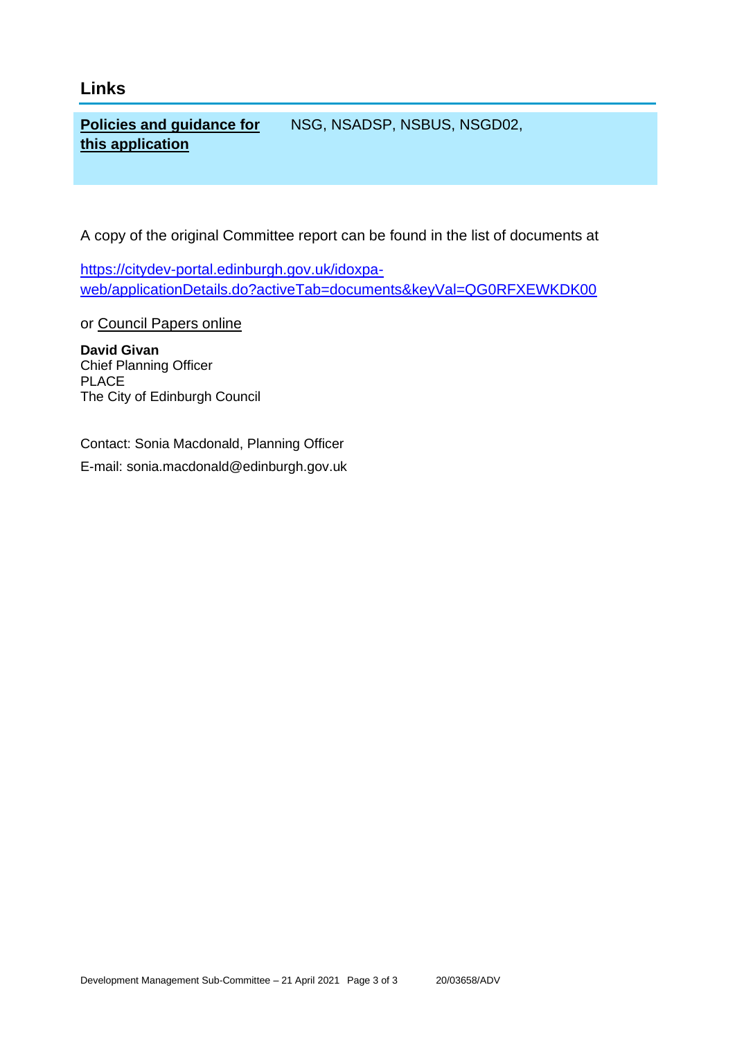## Links

| | |
|---|---|
| **Policies and guidance for this application** | NSG, NSADSP, NSBUS, NSGD02, |

A copy of the original Committee report can be found in the list of documents at

https://citydev-portal.edinburgh.gov.uk/idoxpa-web/applicationDetails.do?activeTab=documents&keyVal=QG0RFXEWKDK00

or Council Papers online

**David Givan**
Chief Planning Officer
PLACE
The City of Edinburgh Council

Contact: Sonia Macdonald, Planning Officer

E-mail: sonia.macdonald@edinburgh.gov.uk